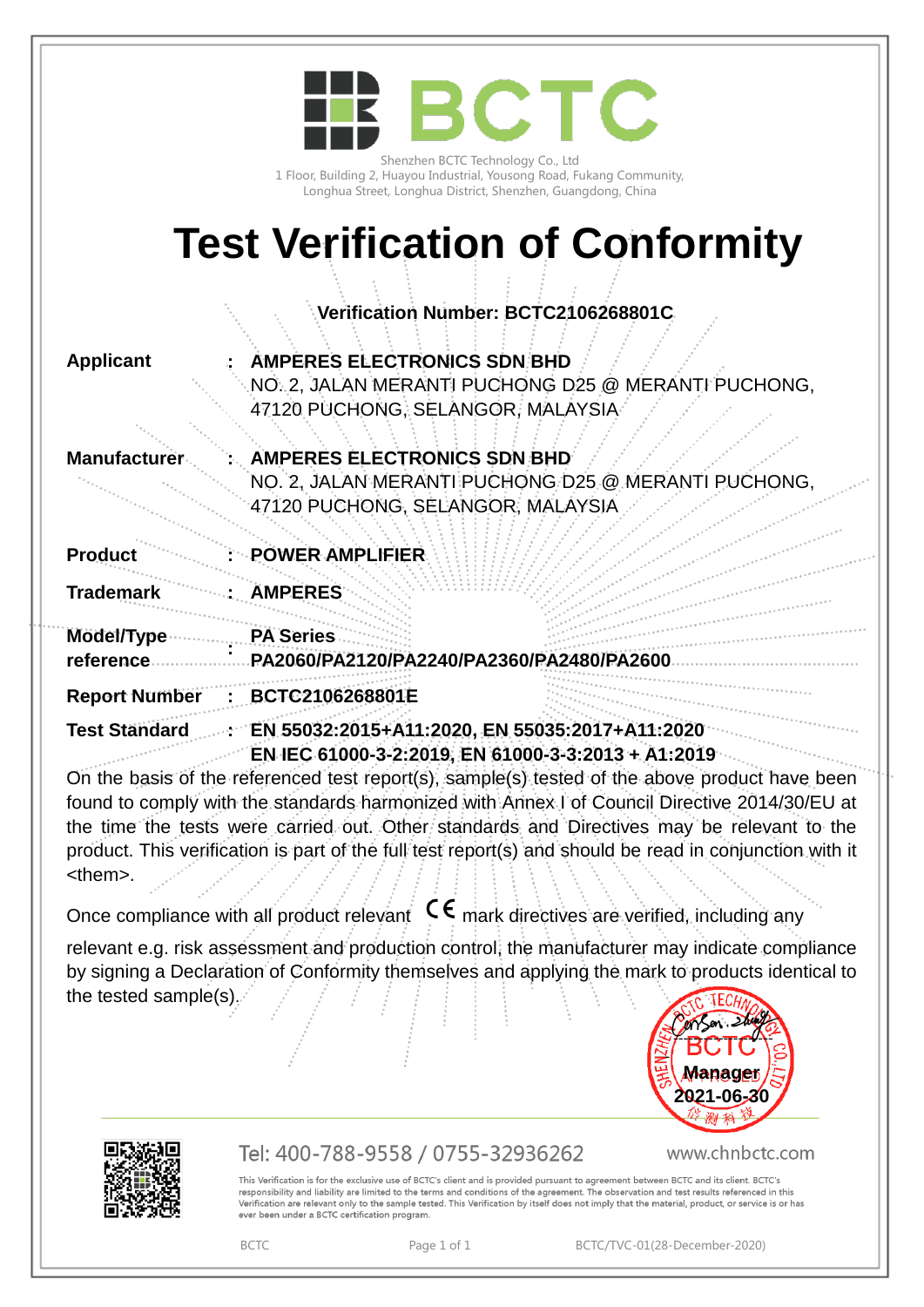BCTC

Shenzhen BCTC Technology Co., Ltd
1 Floor, Building 2, Huayou Industrial, Yousong Road, Fukang Community, Longhua Street, Longhua District, Shenzhen, Guangdong, China

# Test Verification of Conformity

**Verification Number: BCTC2106268801C**

| | | |
|---|---|---|
| **Applicant** | : | **AMPERES ELECTRONICS SDN BHD** NO. 2, JALAN MERANTI PUCHONG D25 @ MERANTI PUCHONG, 47120 PUCHONG, SELANGOR, MALAYSIA |
| **Manufacturer** | : | **AMPERES ELECTRONICS SDN BHD** NO. 2, JALAN MERANTI PUCHONG D25 @ MERANTI PUCHONG, 47120 PUCHONG, SELANGOR, MALAYSIA |
| **Product** | : | **POWER AMPLIFIER** |
| **Trademark** | : | **AMPERES** |
| **Model/Type reference** | : | **PA Series PA2060/PA2120/PA2240/PA2360/PA2480/PA2600** |
| **Report Number** | : | **BCTC2106268801E** |
| **Test Standard** | : | **EN 55032:2015+A11:2020, EN 55035:2017+A11:2020 EN IEC 61000-3-2:2019, EN 61000-3-3:2013 + A1:2019** |

On the basis of the referenced test report(s), sample(s) tested of the above product have been found to comply with the standards harmonized with Annex I of Council Directive 2014/30/EU at the time the tests were carried out. Other standards and Directives may be relevant to the product. This verification is part of the full test report(s) and should be read in conjunction with it <them>.

Once compliance with all product relevant CE mark directives are verified, including any relevant e.g. risk assessment and production control, the manufacturer may indicate compliance by signing a Declaration of Conformity themselves and applying the mark to products identical to the tested sample(s).

SHENZHEN BCTC TECHNOLOGY CO., LTD
BCTC
Manager
2021-06-30

Tel: 400-788-9558 / 0755-32936262 www.chnbctc.com

This Verification is for the exclusive use of BCTC's client and is provided pursuant to agreement between BCTC and its client. BCTC's responsibility and liability are limited to the terms and conditions of the agreement. The observation and test results referenced in this Verification are relevant only to the sample tested. This Verification by itself does not imply that the material, product, or service is or has ever been under a BCTC certification program.

BCTC BCTC/TVC-01(28-December-2020)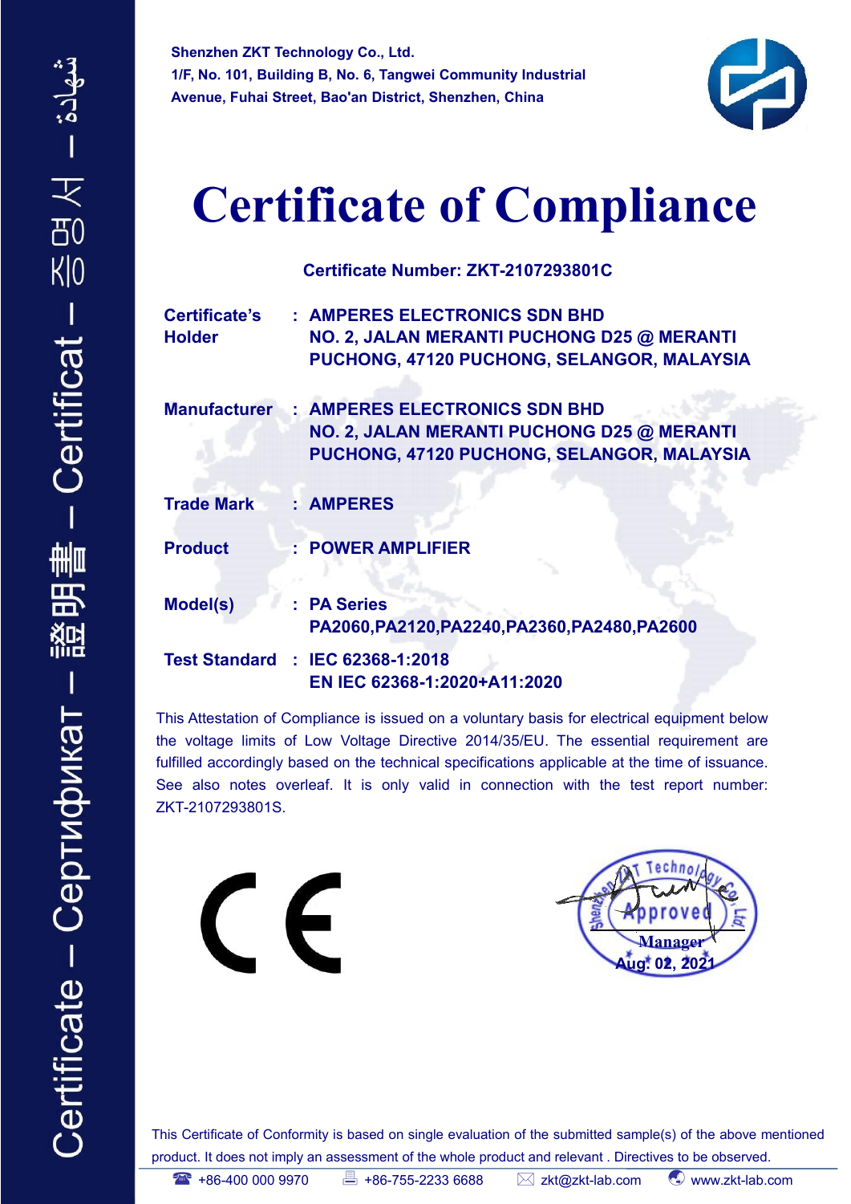Shenzhen ZKT Technology Co., Ltd.
1/F, No. 101, Building B, No. 6, Tangwei Community Industrial Avenue, Fuhai Street, Bao'an District, Shenzhen, China

# Certificate of Compliance

**Certificate Number: ZKT-2107293801C**

| | | |
|---|---|---|
| **Certificate's Holder** | : | **AMPERES ELECTRONICS SDN BHD NO. 2, JALAN MERANTI PUCHONG D25 @ MERANTI PUCHONG, 47120 PUCHONG, SELANGOR, MALAYSIA** |
| **Manufacturer** | : | **AMPERES ELECTRONICS SDN BHD NO. 2, JALAN MERANTI PUCHONG D25 @ MERANTI PUCHONG, 47120 PUCHONG, SELANGOR, MALAYSIA** |
| **Trade Mark** | : | **AMPERES** |
| **Product** | : | **POWER AMPLIFIER** |
| **Model(s)** | : | **PA Series PA2060,PA2120,PA2240,PA2360,PA2480,PA2600** |
| **Test Standard** | : | **IEC 62368-1:2018 EN IEC 62368-1:2020+A11:2020** |

This Attestation of Compliance is issued on a voluntary basis for electrical equipment below the voltage limits of Low Voltage Directive 2014/35/EU. The essential requirement are fulfilled accordingly based on the technical specifications applicable at the time of issuance. See also notes overleaf. It is only valid in connection with the test report number: ZKT-2107293801S.

CE

Shenzhen ZKT Technology Co., Ltd. Approved
Manager
Aug. 02, 2021

This Certificate of Conformity is based on single evaluation of the submitted sample(s) of the above mentioned product. It does not imply an assessment of the whole product and relevant . Directives to be observed.

+86-400 000 9970 | +86-755-2233 6688 | zkt@zkt-lab.com | www.zkt-lab.com

Certificate – Сертификат – 證明書 – Certificat – 증명서 – شهادة